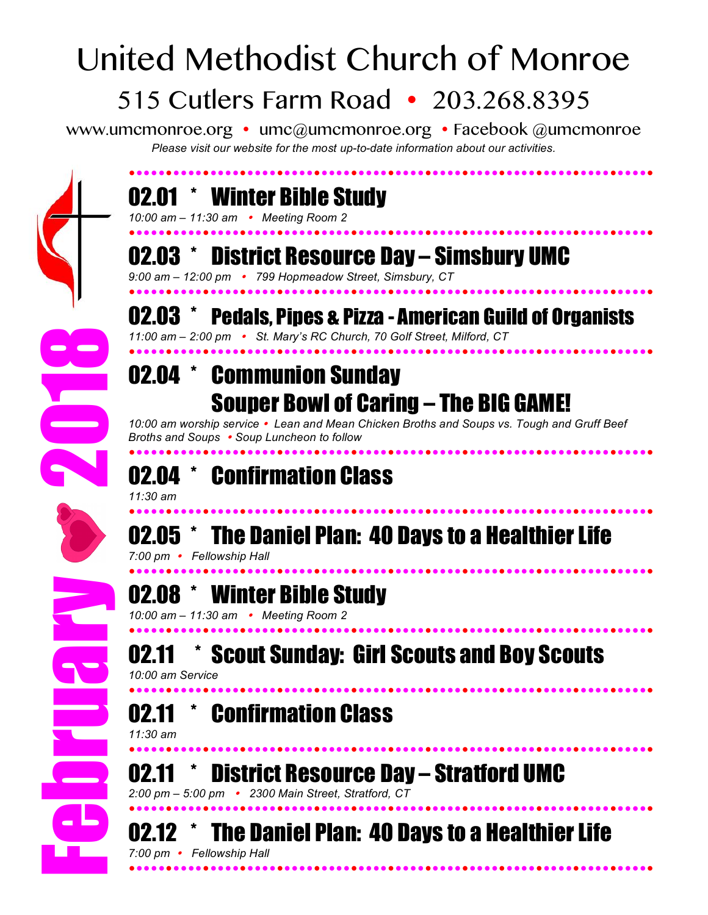# United Methodist Church of Monroe

515 Cutlers Farm Road • 203.268.8395

www.umcmonroe.org • umc@umcmonroe.org • Facebook @umcmonroe

*Please visit our website for the most up-to-date information about our activities.*

February 2018

## 02.01 * Winter Bible Study

*10:00 am – 11:30 am • Meeting Room 2*

## 02.03 * District Resource Day – Simsbury UMC

*9:00 am – 12:00 pm • 799 Hopmeadow Street, Simsbury, CT*

## 02.03 * Pedals, Pipes & Pizza - American Guild of Organists

*11:00 am – 2:00 pm • St. Mary's RC Church, 70 Golf Street, Milford, CT*

## 02.04 * Communion Sunday Souper Bowl of Caring – The BIG GAME!

*10:00 am worship service • Lean and Mean Chicken Broths and Soups vs. Tough and Gruff Beef Broths and Soups • Soup Luncheon to follow*

## 02.04 * Confirmation Class

*11:30 am*

## 02.05 * The Daniel Plan: 40 Days to a Healthier Life

*7:00 pm • Fellowship Hall*

## 02.08 * Winter Bible Study

*10:00 am – 11:30 am • Meeting Room 2*

## 02.11 * Scout Sunday: Girl Scouts and Boy Scouts

*10:00 am Service*

## 02.11 * Confirmation Class

*11:30 am*

## 02.11 * District Resource Day – Stratford UMC

*2:00 pm – 5:00 pm • 2300 Main Street, Stratford, CT*

## 02.12 * The Daniel Plan: 40 Days to a Healthier Life

*7:00 pm • Fellowship Hall*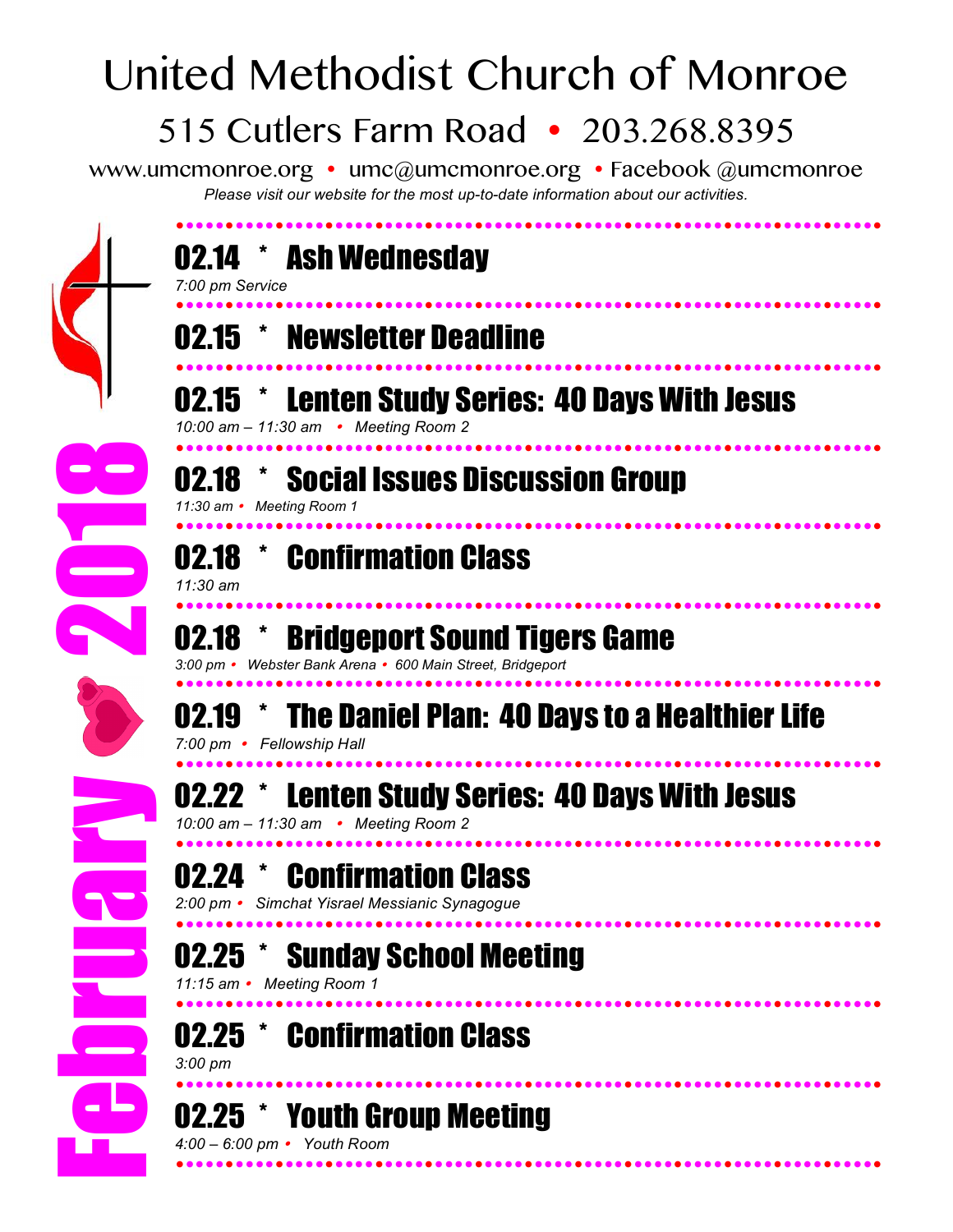# United Methodist Church of Monroe

## 515 Cutlers Farm Road • 203.268.8395

www.umcmonroe.org • umc@umcmonroe.org • Facebook @umcmonroe

*Please visit our website for the most up-to-date information about our activities.*

**February 2018**

### 02.14 * Ash Wednesday
*7:00 pm Service*

### 02.15 * Newsletter Deadline

### 02.15 * Lenten Study Series: 40 Days With Jesus
*10:00 am – 11:30 am • Meeting Room 2*

### 02.18 * Social Issues Discussion Group
*11:30 am • Meeting Room 1*

### 02.18 * Confirmation Class
*11:30 am*

### 02.18 * Bridgeport Sound Tigers Game
*3:00 pm • Webster Bank Arena • 600 Main Street, Bridgeport*

### 02.19 * The Daniel Plan: 40 Days to a Healthier Life
*7:00 pm • Fellowship Hall*

### 02.22 * Lenten Study Series: 40 Days With Jesus
*10:00 am – 11:30 am • Meeting Room 2*

### 02.24 * Confirmation Class
*2:00 pm • Simchat Yisrael Messianic Synagogue*

### 02.25 * Sunday School Meeting
*11:15 am • Meeting Room 1*

### 02.25 * Confirmation Class
*3:00 pm*

### 02.25 * Youth Group Meeting
*4:00 – 6:00 pm • Youth Room*